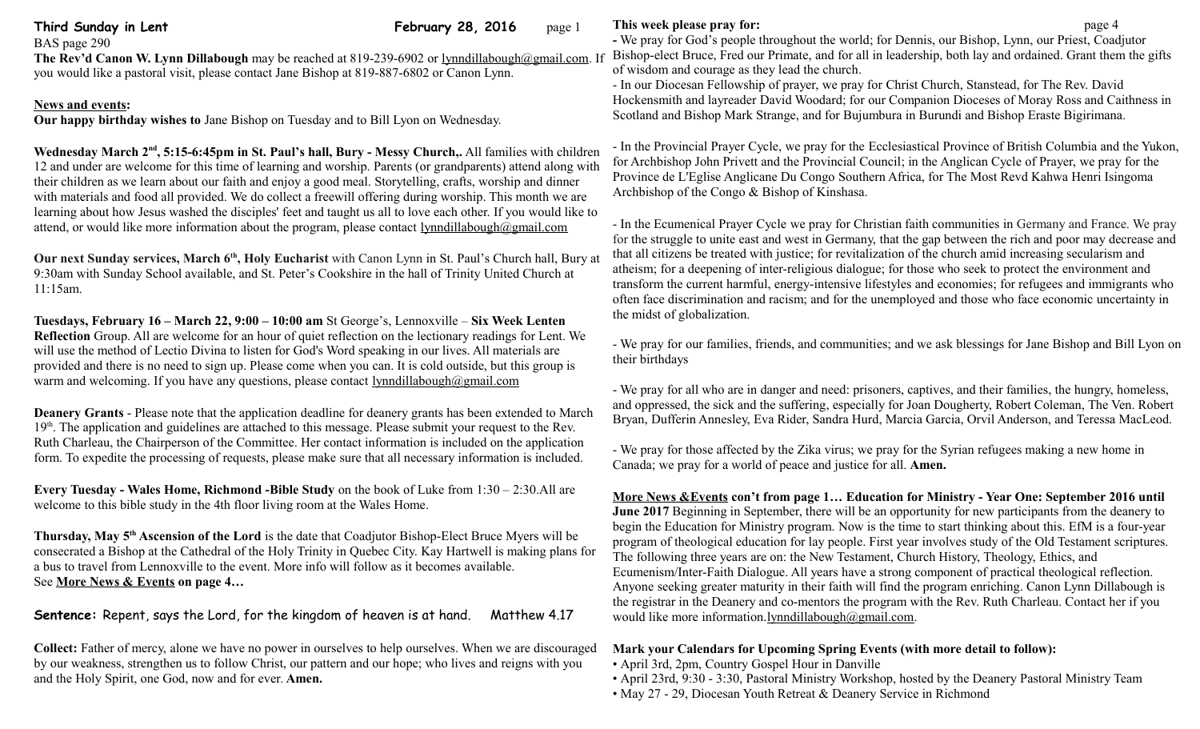**Third Sunday in Lent** **February 28, 2016**

BAS page 290

**The Rev'd Canon W. Lynn Dillabough** may be reached at 819-239-6902 or lynndillabough@gmail.com. If you would like a pastoral visit, please contact Jane Bishop at 819-887-6802 or Canon Lynn.

**News and events:**

**Our happy birthday wishes to** Jane Bishop on Tuesday and to Bill Lyon on Wednesday.

**Wednesday March 2nd, 5:15-6:45pm in St. Paul's hall, Bury - Messy Church,.** All families with children 12 and under are welcome for this time of learning and worship. Parents (or grandparents) attend along with their children as we learn about our faith and enjoy a good meal. Storytelling, crafts, worship and dinner with materials and food all provided. We do collect a freewill offering during worship. This month we are learning about how Jesus washed the disciples' feet and taught us all to love each other. If you would like to attend, or would like more information about the program, please contact lynndillabough@gmail.com

**Our next Sunday services, March 6th, Holy Eucharist** with Canon Lynn in St. Paul's Church hall, Bury at 9:30am with Sunday School available, and St. Peter's Cookshire in the hall of Trinity United Church at 11:15am.

**Tuesdays, February 16 – March 22, 9:00 – 10:00 am** St George's, Lennoxville – **Six Week Lenten Reflection** Group. All are welcome for an hour of quiet reflection on the lectionary readings for Lent. We will use the method of Lectio Divina to listen for God's Word speaking in our lives. All materials are provided and there is no need to sign up. Please come when you can. It is cold outside, but this group is warm and welcoming. If you have any questions, please contact lynndillabough@gmail.com

**Deanery Grants** - Please note that the application deadline for deanery grants has been extended to March 19th. The application and guidelines are attached to this message. Please submit your request to the Rev. Ruth Charleau, the Chairperson of the Committee. Her contact information is included on the application form. To expedite the processing of requests, please make sure that all necessary information is included.

**Every Tuesday - Wales Home, Richmond -Bible Study** on the book of Luke from 1:30 – 2:30.All are welcome to this bible study in the 4th floor living room at the Wales Home.

**Thursday, May 5th Ascension of the Lord** is the date that Coadjutor Bishop-Elect Bruce Myers will be consecrated a Bishop at the Cathedral of the Holy Trinity in Quebec City. Kay Hartwell is making plans for a bus to travel from Lennoxville to the event. More info will follow as it becomes available.
See **More News & Events on page 4…**

**Sentence:** Repent, says the Lord, for the kingdom of heaven is at hand. Matthew 4.17

**Collect:** Father of mercy, alone we have no power in ourselves to help ourselves. When we are discouraged by our weakness, strengthen us to follow Christ, our pattern and our hope; who lives and reigns with you and the Holy Spirit, one God, now and for ever. **Amen.**

**This week please pray for:**

- We pray for God's people throughout the world; for Dennis, our Bishop, Lynn, our Priest, Coadjutor Bishop-elect Bruce, Fred our Primate, and for all in leadership, both lay and ordained. Grant them the gifts of wisdom and courage as they lead the church.
- In our Diocesan Fellowship of prayer, we pray for Christ Church, Stanstead, for The Rev. David Hockensmith and layreader David Woodard; for our Companion Dioceses of Moray Ross and Caithness in Scotland and Bishop Mark Strange, and for Bujumbura in Burundi and Bishop Eraste Bigirimana.

- In the Provincial Prayer Cycle, we pray for the Ecclesiastical Province of British Columbia and the Yukon, for Archbishop John Privett and the Provincial Council; in the Anglican Cycle of Prayer, we pray for the Province de L'Eglise Anglicane Du Congo Southern Africa, for The Most Revd Kahwa Henri Isingoma Archbishop of the Congo & Bishop of Kinshasa.

- In the Ecumenical Prayer Cycle we pray for Christian faith communities in Germany and France. We pray for the struggle to unite east and west in Germany, that the gap between the rich and poor may decrease and that all citizens be treated with justice; for revitalization of the church amid increasing secularism and atheism; for a deepening of inter-religious dialogue; for those who seek to protect the environment and transform the current harmful, energy-intensive lifestyles and economies; for refugees and immigrants who often face discrimination and racism; and for the unemployed and those who face economic uncertainty in the midst of globalization.

- We pray for our families, friends, and communities; and we ask blessings for Jane Bishop and Bill Lyon on their birthdays

- We pray for all who are in danger and need: prisoners, captives, and their families, the hungry, homeless, and oppressed, the sick and the suffering, especially for Joan Dougherty, Robert Coleman, The Ven. Robert Bryan, Dufferin Annesley, Eva Rider, Sandra Hurd, Marcia Garcia, Orvil Anderson, and Teressa MacLeod.

- We pray for those affected by the Zika virus; we pray for the Syrian refugees making a new home in Canada; we pray for a world of peace and justice for all. **Amen.**

**More News &Events con't from page 1… Education for Ministry - Year One: September 2016 until June 2017** Beginning in September, there will be an opportunity for new participants from the deanery to begin the Education for Ministry program. Now is the time to start thinking about this. EfM is a four-year program of theological education for lay people. First year involves study of the Old Testament scriptures. The following three years are on: the New Testament, Church History, Theology, Ethics, and Ecumenism/Inter-Faith Dialogue. All years have a strong component of practical theological reflection. Anyone seeking greater maturity in their faith will find the program enriching. Canon Lynn Dillabough is the registrar in the Deanery and co-mentors the program with the Rev. Ruth Charleau. Contact her if you would like more information.lynndillabough@gmail.com.

**Mark your Calendars for Upcoming Spring Events (with more detail to follow):**

- April 3rd, 2pm, Country Gospel Hour in Danville
- April 23rd, 9:30 - 3:30, Pastoral Ministry Workshop, hosted by the Deanery Pastoral Ministry Team
- May 27 - 29, Diocesan Youth Retreat & Deanery Service in Richmond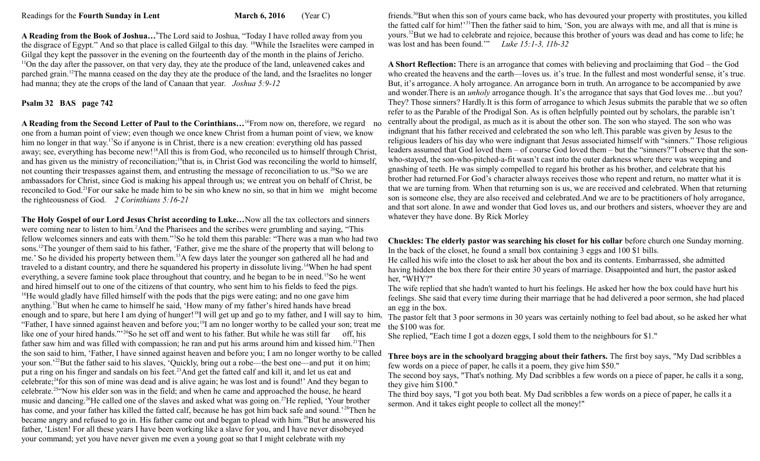Readings for the **Fourth Sunday in Lent** **March 6, 2016** (Year C)

**A Reading from the Book of Joshua…**[9]The Lord said to Joshua, "Today I have rolled away from you the disgrace of Egypt." And so that place is called Gilgal to this day. [10]While the Israelites were camped in Gilgal they kept the passover in the evening on the fourteenth day of the month in the plains of Jericho. [11]On the day after the passover, on that very day, they ate the produce of the land, unleavened cakes and parched grain.[12]The manna ceased on the day they ate the produce of the land, and the Israelites no longer had manna; they ate the crops of the land of Canaan that year. *Joshua 5:9-12*

**Psalm 32 BAS page 742**

**A Reading from the Second Letter of Paul to the Corinthians…**[16]From now on, therefore, we regard no one from a human point of view; even though we once knew Christ from a human point of view, we know him no longer in that way.[17]So if anyone is in Christ, there is a new creation: everything old has passed away; see, everything has become new![18]All this is from God, who reconciled us to himself through Christ, and has given us the ministry of reconciliation;[19]that is, in Christ God was reconciling the world to himself, not counting their trespasses against them, and entrusting the message of reconciliation to us.[20]So we are ambassadors for Christ, since God is making his appeal through us; we entreat you on behalf of Christ, be reconciled to God.[21]For our sake he made him to be sin who knew no sin, so that in him we might become the righteousness of God. *2 Corinthians 5:16-21*

**The Holy Gospel of our Lord Jesus Christ according to Luke…**Now all the tax collectors and sinners were coming near to listen to him.[2]And the Pharisees and the scribes were grumbling and saying, "This fellow welcomes sinners and eats with them."[3]So he told them this parable: "There was a man who had two sons.[12]The younger of them said to his father, 'Father, give me the share of the property that will belong to me.' So he divided his property between them.[13]A few days later the younger son gathered all he had and traveled to a distant country, and there he squandered his property in dissolute living.[14]When he had spent everything, a severe famine took place throughout that country, and he began to be in need.[15]So he went and hired himself out to one of the citizens of that country, who sent him to his fields to feed the pigs. [16]He would gladly have filled himself with the pods that the pigs were eating; and no one gave him anything.[17]But when he came to himself he said, 'How many of my father's hired hands have bread enough and to spare, but here I am dying of hunger![18]I will get up and go to my father, and I will say to him, "Father, I have sinned against heaven and before you;[19]I am no longer worthy to be called your son; treat me like one of your hired hands."'[20]So he set off and went to his father. But while he was still far off, his father saw him and was filled with compassion; he ran and put his arms around him and kissed him.[21]Then the son said to him, 'Father, I have sinned against heaven and before you; I am no longer worthy to be called your son.'[22]But the father said to his slaves, 'Quickly, bring out a robe—the best one—and put it on him; put a ring on his finger and sandals on his feet.[23]And get the fatted calf and kill it, and let us eat and celebrate;[24]for this son of mine was dead and is alive again; he was lost and is found!' And they began to celebrate.[25]"Now his elder son was in the field; and when he came and approached the house, he heard music and dancing.[26]He called one of the slaves and asked what was going on.[27]He replied, 'Your brother has come, and your father has killed the fatted calf, because he has got him back safe and sound.'[28]Then he became angry and refused to go in. His father came out and began to plead with him.[29]But he answered his father, 'Listen! For all these years I have been working like a slave for you, and I have never disobeyed your command; yet you have never given me even a young goat so that I might celebrate with my friends.[30]But when this son of yours came back, who has devoured your property with prostitutes, you killed the fatted calf for him!'[31]Then the father said to him, 'Son, you are always with me, and all that is mine is yours.[32]But we had to celebrate and rejoice, because this brother of yours was dead and has come to life; he was lost and has been found.'" *Luke 15:1-3, 11b-32*

**A Short Reflection:** There is an arrogance that comes with believing and proclaiming that God – the God who created the heavens and the earth—loves us. it's true. In the fullest and most wonderful sense, it's true. But, it's arrogance. A holy arrogance. An arrogance born in truth. An arrogance to be accompanied by awe and wonder.There is an *unholy* arrogance though. It's the arrogance that says that God loves me…but you? They? Those sinners? Hardly.It is this form of arrogance to which Jesus submits the parable that we so often refer to as the Parable of the Prodigal Son. As is often helpfully pointed out by scholars, the parable isn't centrally about the prodigal, as much as it is about the other son. The son who stayed. The son who was indignant that his father received and celebrated the son who left.This parable was given by Jesus to the religious leaders of his day who were indignant that Jesus associated himself with "sinners." Those religious leaders assumed that God loved them – of course God loved them – but the "sinners?"I observe that the son-who-stayed, the son-who-pitched-a-fit wasn't cast into the outer darkness where there was weeping and gnashing of teeth. He was simply compelled to regard his brother as his brother, and celebrate that his brother had returned.For God's character always receives those who repent and return, no matter what it is that we are turning from. When that returning son is us, we are received and celebrated. When that returning son is someone else, they are also received and celebrated.And we are to be practitioners of holy arrogance, and that sort alone. In awe and wonder that God loves us, and our brothers and sisters, whoever they are and whatever they have done. By Rick Morley

**Chuckles: The elderly pastor was searching his closet for his collar** before church one Sunday morning. In the back of the closet, he found a small box containing 3 eggs and 100 $1 bills.

He called his wife into the closet to ask her about the box and its contents. Embarrassed, she admitted having hidden the box there for their entire 30 years of marriage. Disappointed and hurt, the pastor asked her, "WHY?"

The wife replied that she hadn't wanted to hurt his feelings. He asked her how the box could have hurt his feelings. She said that every time during their marriage that he had delivered a poor sermon, she had placed an egg in the box.

The pastor felt that 3 poor sermons in 30 years was certainly nothing to feel bad about, so he asked her what the $100 was for.

She replied, "Each time I got a dozen eggs, I sold them to the neighbours for $1."

**Three boys are in the schoolyard bragging about their fathers.** The first boy says, "My Dad scribbles a few words on a piece of paper, he calls it a poem, they give him $50."

The second boy says, "That's nothing. My Dad scribbles a few words on a piece of paper, he calls it a song, they give him $100."

The third boy says, "I got you both beat. My Dad scribbles a few words on a piece of paper, he calls it a sermon. And it takes eight people to collect all the money!"